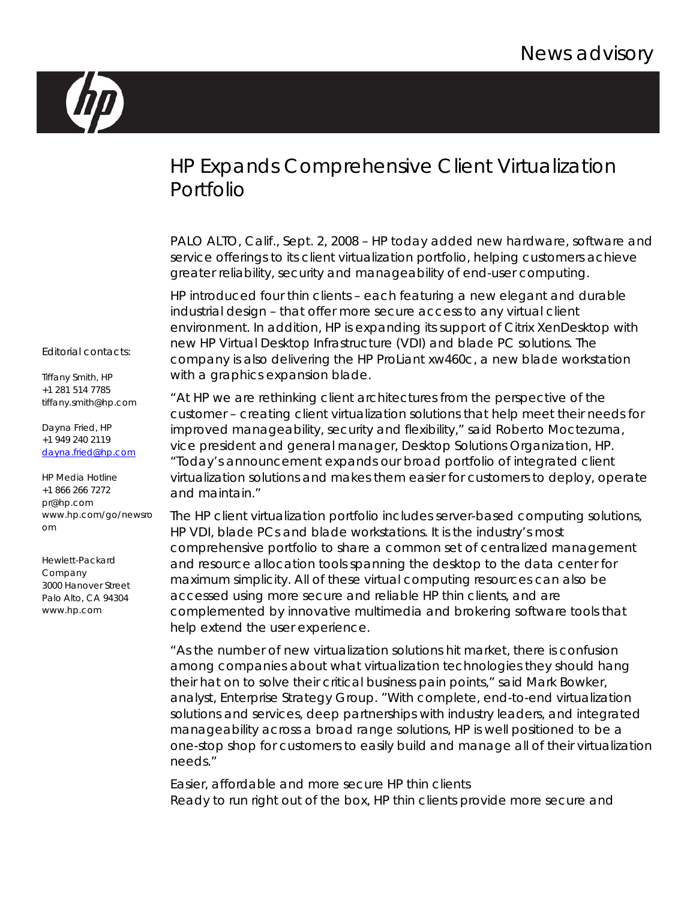News advisory

# HP Expands Comprehensive Client Virtualization Portfolio

Editorial contacts:

Tiffany Smith, HP
+1 281 514 7785
tiffany.smith@hp.com

Dayna Fried, HP
+1 949 240 2119
dayna.fried@hp.com

HP Media Hotline
+1 866 266 7272
pr@hp.com
www.hp.com/go/newsroom

Hewlett-Packard Company
3000 Hanover Street
Palo Alto, CA 94304
www.hp.com

PALO ALTO, Calif., Sept. 2, 2008 – HP today added new hardware, software and service offerings to its client virtualization portfolio, helping customers achieve greater reliability, security and manageability of end-user computing.

HP introduced four thin clients – each featuring a new elegant and durable industrial design – that offer more secure access to any virtual client environment. In addition, HP is expanding its support of Citrix XenDesktop with new HP Virtual Desktop Infrastructure (VDI) and blade PC solutions. The company is also delivering the HP ProLiant xw460c, a new blade workstation with a graphics expansion blade.

"At HP we are rethinking client architectures from the perspective of the customer – creating client virtualization solutions that help meet their needs for improved manageability, security and flexibility," said Roberto Moctezuma, vice president and general manager, Desktop Solutions Organization, HP. "Today's announcement expands our broad portfolio of integrated client virtualization solutions and makes them easier for customers to deploy, operate and maintain."

The HP client virtualization portfolio includes server-based computing solutions, HP VDI, blade PCs and blade workstations. It is the industry's most comprehensive portfolio to share a common set of centralized management and resource allocation tools spanning the desktop to the data center for maximum simplicity. All of these virtual computing resources can also be accessed using more secure and reliable HP thin clients, and are complemented by innovative multimedia and brokering software tools that help extend the user experience.

"As the number of new virtualization solutions hit market, there is confusion among companies about what virtualization technologies they should hang their hat on to solve their critical business pain points," said Mark Bowker, analyst, Enterprise Strategy Group. "With complete, end-to-end virtualization solutions and services, deep partnerships with industry leaders, and integrated manageability across a broad range solutions, HP is well positioned to be a one-stop shop for customers to easily build and manage all of their virtualization needs."

Easier, affordable and more secure HP thin clients
Ready to run right out of the box, HP thin clients provide more secure and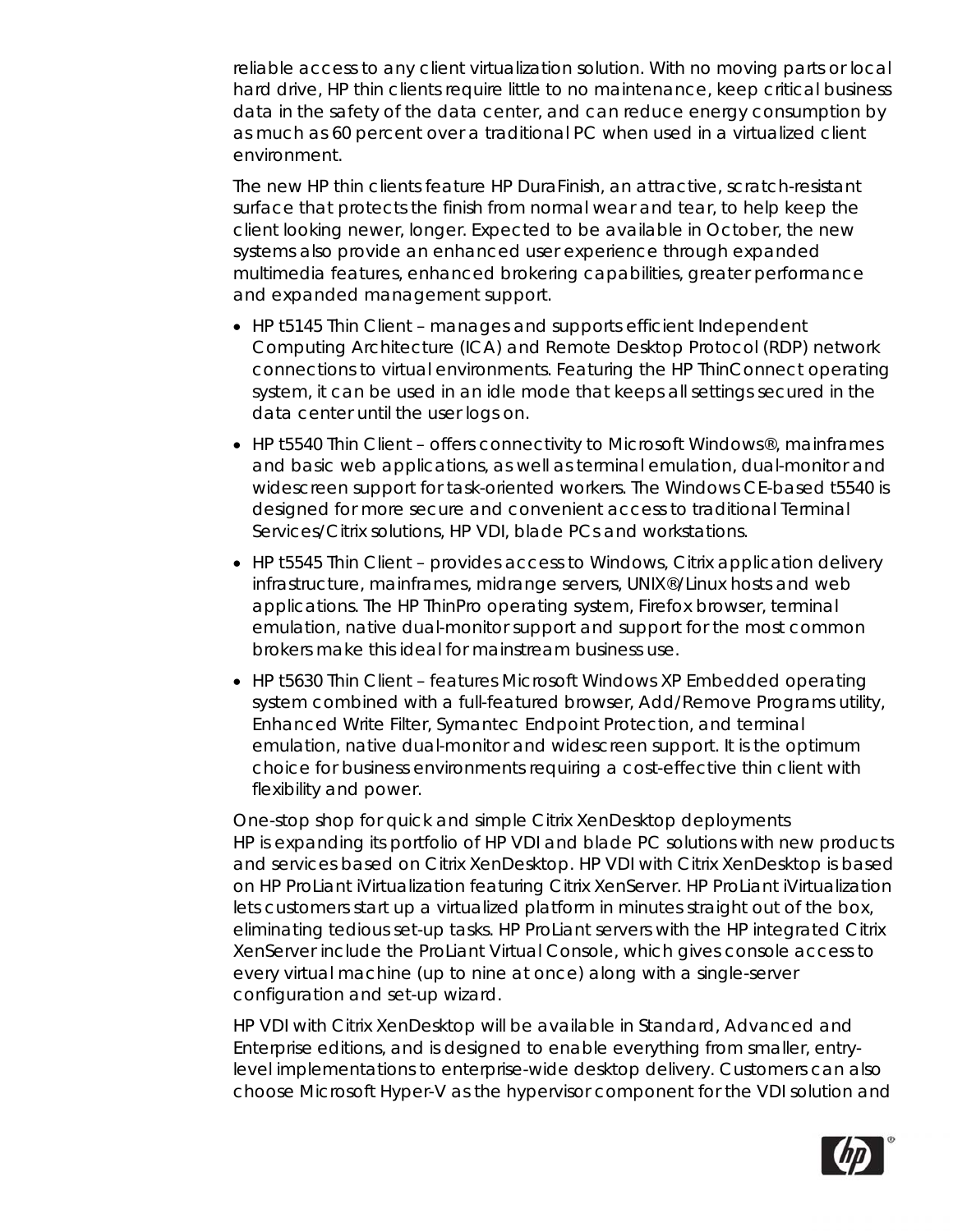reliable access to any client virtualization solution. With no moving parts or local hard drive, HP thin clients require little to no maintenance, keep critical business data in the safety of the data center, and can reduce energy consumption by as much as 60 percent over a traditional PC when used in a virtualized client environment.

The new HP thin clients feature HP DuraFinish, an attractive, scratch-resistant surface that protects the finish from normal wear and tear, to help keep the client looking newer, longer. Expected to be available in October, the new systems also provide an enhanced user experience through expanded multimedia features, enhanced brokering capabilities, greater performance and expanded management support.

- HP t5145 Thin Client – manages and supports efficient Independent Computing Architecture (ICA) and Remote Desktop Protocol (RDP) network connections to virtual environments. Featuring the HP ThinConnect operating system, it can be used in an idle mode that keeps all settings secured in the data center until the user logs on.
- HP t5540 Thin Client – offers connectivity to Microsoft Windows®, mainframes and basic web applications, as well as terminal emulation, dual-monitor and widescreen support for task-oriented workers. The Windows CE-based t5540 is designed for more secure and convenient access to traditional Terminal Services/Citrix solutions, HP VDI, blade PCs and workstations.
- HP t5545 Thin Client – provides access to Windows, Citrix application delivery infrastructure, mainframes, midrange servers, UNIX®/Linux hosts and web applications. The HP ThinPro operating system, Firefox browser, terminal emulation, native dual-monitor support and support for the most common brokers make this ideal for mainstream business use.
- HP t5630 Thin Client – features Microsoft Windows XP Embedded operating system combined with a full-featured browser, Add/Remove Programs utility, Enhanced Write Filter, Symantec Endpoint Protection, and terminal emulation, native dual-monitor and widescreen support. It is the optimum choice for business environments requiring a cost-effective thin client with flexibility and power.

*One-stop shop for quick and simple Citrix XenDesktop deployments*

HP is expanding its portfolio of HP VDI and blade PC solutions with new products and services based on Citrix XenDesktop. HP VDI with Citrix XenDesktop is based on HP ProLiant iVirtualization featuring Citrix XenServer. HP ProLiant iVirtualization lets customers start up a virtualized platform in minutes straight out of the box, eliminating tedious set-up tasks. HP ProLiant servers with the HP integrated Citrix XenServer include the ProLiant Virtual Console, which gives console access to every virtual machine (up to nine at once) along with a single-server configuration and set-up wizard.

HP VDI with Citrix XenDesktop will be available in Standard, Advanced and Enterprise editions, and is designed to enable everything from smaller, entry-level implementations to enterprise-wide desktop delivery. Customers can also choose Microsoft Hyper-V as the hypervisor component for the VDI solution and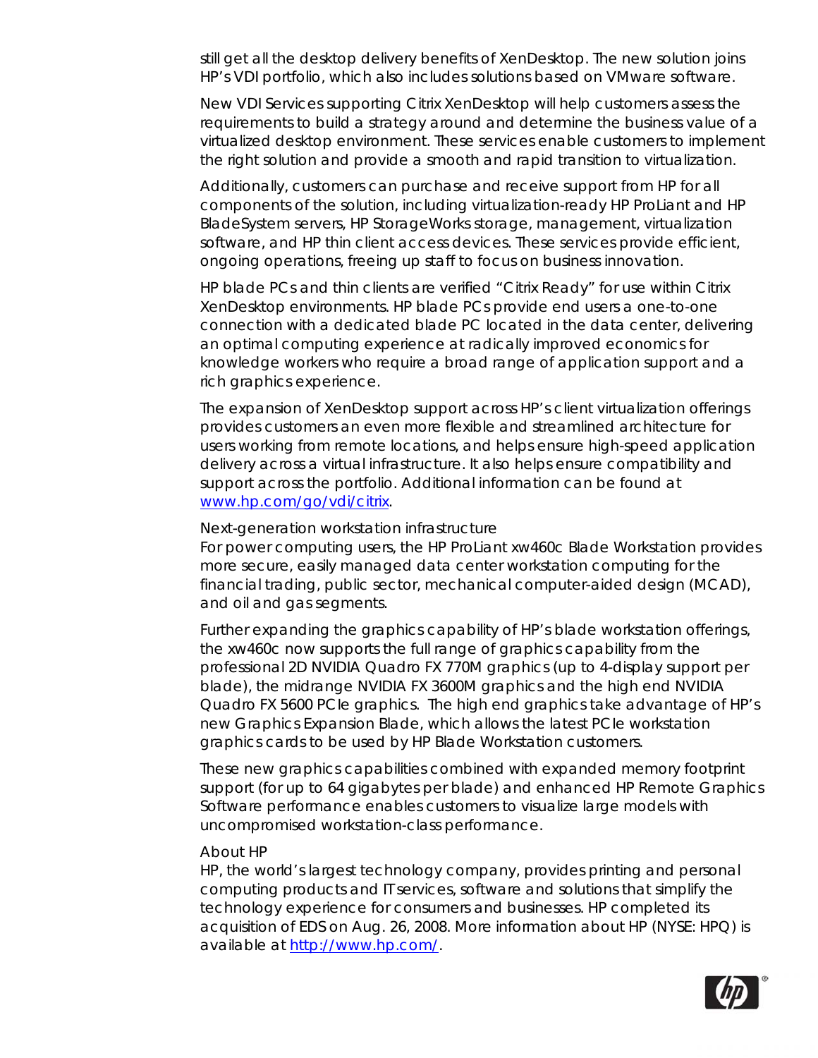still get all the desktop delivery benefits of XenDesktop. The new solution joins HP's VDI portfolio, which also includes solutions based on VMware software.

New VDI Services supporting Citrix XenDesktop will help customers assess the requirements to build a strategy around and determine the business value of a virtualized desktop environment. These services enable customers to implement the right solution and provide a smooth and rapid transition to virtualization.

Additionally, customers can purchase and receive support from HP for all components of the solution, including virtualization-ready HP ProLiant and HP BladeSystem servers, HP StorageWorks storage, management, virtualization software, and HP thin client access devices. These services provide efficient, ongoing operations, freeing up staff to focus on business innovation.

HP blade PCs and thin clients are verified "Citrix Ready" for use within Citrix XenDesktop environments. HP blade PCs provide end users a one-to-one connection with a dedicated blade PC located in the data center, delivering an optimal computing experience at radically improved economics for knowledge workers who require a broad range of application support and a rich graphics experience.

The expansion of XenDesktop support across HP's client virtualization offerings provides customers an even more flexible and streamlined architecture for users working from remote locations, and helps ensure high-speed application delivery across a virtual infrastructure. It also helps ensure compatibility and support across the portfolio. Additional information can be found at [www.hp.com/go/vdi/citrix](http://www.hp.com/go/vdi/citrix).

Next-generation workstation infrastructure

For power computing users, the HP ProLiant xw460c Blade Workstation provides more secure, easily managed data center workstation computing for the financial trading, public sector, mechanical computer-aided design (MCAD), and oil and gas segments.

Further expanding the graphics capability of HP's blade workstation offerings, the xw460c now supports the full range of graphics capability from the professional 2D NVIDIA Quadro FX 770M graphics (up to 4-display support per blade), the midrange NVIDIA FX 3600M graphics and the high end NVIDIA Quadro FX 5600 PCIe graphics. The high end graphics take advantage of HP's new Graphics Expansion Blade, which allows the latest PCIe workstation graphics cards to be used by HP Blade Workstation customers.

These new graphics capabilities combined with expanded memory footprint support (for up to 64 gigabytes per blade) and enhanced HP Remote Graphics Software performance enables customers to visualize large models with uncompromised workstation-class performance.

About HP

HP, the world's largest technology company, provides printing and personal computing products and IT services, software and solutions that simplify the technology experience for consumers and businesses. HP completed its acquisition of EDS on Aug. 26, 2008. More information about HP (NYSE: HPQ) is available at [http://www.hp.com/](http://www.hp.com/).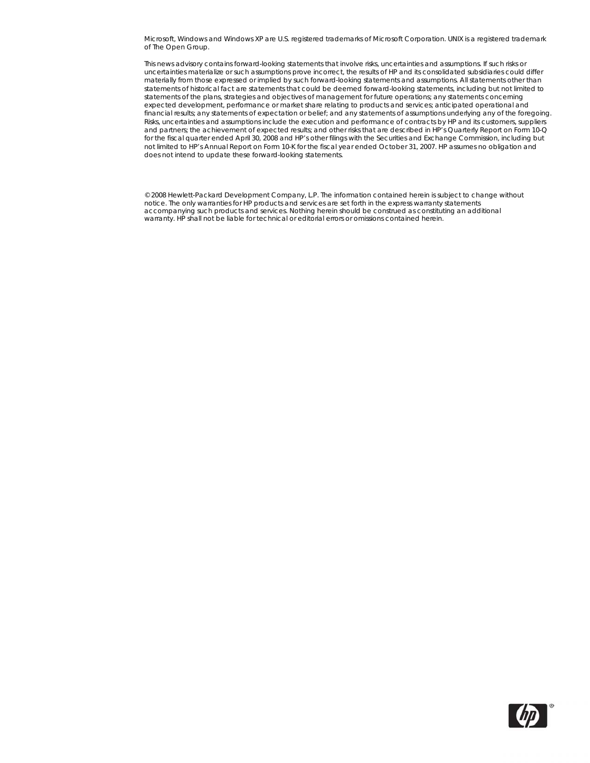Microsoft, Windows and Windows XP are U.S. registered trademarks of Microsoft Corporation. UNIX is a registered trademark of The Open Group.

This news advisory contains forward-looking statements that involve risks, uncertainties and assumptions. If such risks or uncertainties materialize or such assumptions prove incorrect, the results of HP and its consolidated subsidiaries could differ materially from those expressed or implied by such forward-looking statements and assumptions. All statements other than statements of historical fact are statements that could be deemed forward-looking statements, including but not limited to statements of the plans, strategies and objectives of management for future operations; any statements concerning expected development, performance or market share relating to products and services; anticipated operational and financial results; any statements of expectation or belief; and any statements of assumptions underlying any of the foregoing. Risks, uncertainties and assumptions include the execution and performance of contracts by HP and its customers, suppliers and partners; the achievement of expected results; and other risks that are described in HP's Quarterly Report on Form 10-Q for the fiscal quarter ended April 30, 2008 and HP's other filings with the Securities and Exchange Commission, including but not limited to HP's Annual Report on Form 10-K for the fiscal year ended October 31, 2007. HP assumes no obligation and does not intend to update these forward-looking statements.

© 2008 Hewlett-Packard Development Company, L.P. The information contained herein is subject to change without notice. The only warranties for HP products and services are set forth in the express warranty statements accompanying such products and services. Nothing herein should be construed as constituting an additional warranty. HP shall not be liable for technical or editorial errors or omissions contained herein.